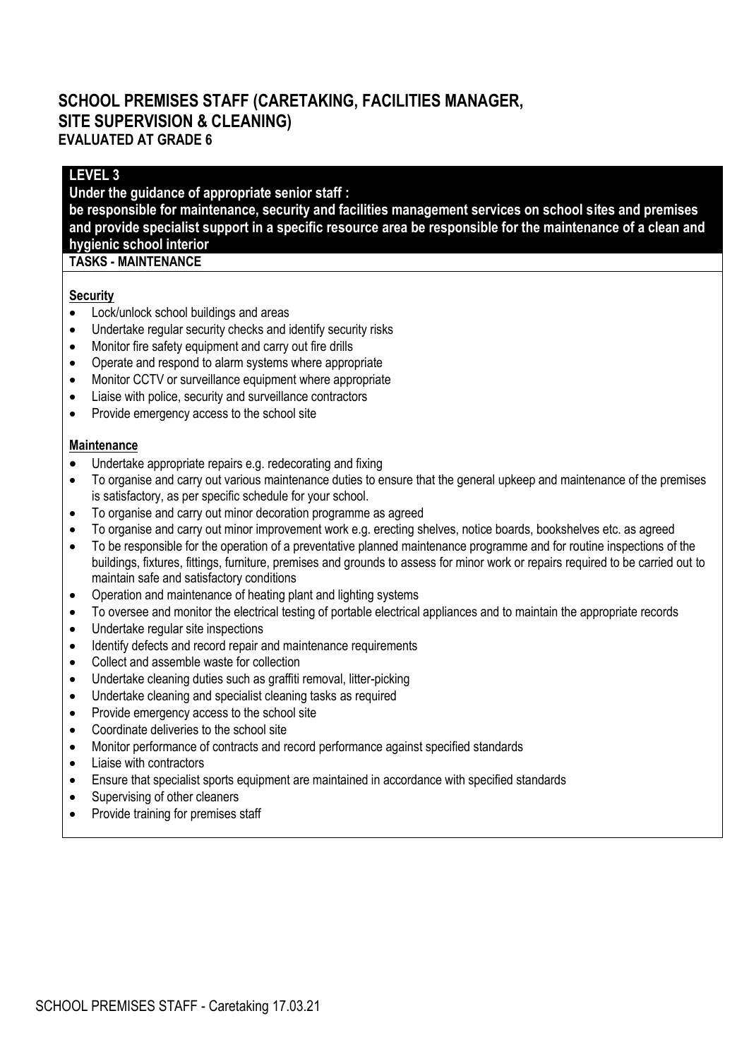# SCHOOL PREMISES STAFF (CARETAKING, FACILITIES MANAGER, SITE SUPERVISION & CLEANING)

**EVALUATED AT GRADE 6**

## LEVEL 3

**Under the guidance of appropriate senior staff :**

**be responsible for maintenance, security and facilities management services on school sites and premises and provide specialist support in a specific resource area be responsible for the maintenance of a clean and hygienic school interior**

### TASKS - MAINTENANCE

**Security**

- Lock/unlock school buildings and areas
- Undertake regular security checks and identify security risks
- Monitor fire safety equipment and carry out fire drills
- Operate and respond to alarm systems where appropriate
- Monitor CCTV or surveillance equipment where appropriate
- Liaise with police, security and surveillance contractors
- Provide emergency access to the school site

**Maintenance**

- Undertake appropriate repairs e.g. redecorating and fixing
- To organise and carry out various maintenance duties to ensure that the general upkeep and maintenance of the premises is satisfactory, as per specific schedule for your school.
- To organise and carry out minor decoration programme as agreed
- To organise and carry out minor improvement work e.g. erecting shelves, notice boards, bookshelves etc. as agreed
- To be responsible for the operation of a preventative planned maintenance programme and for routine inspections of the buildings, fixtures, fittings, furniture, premises and grounds to assess for minor work or repairs required to be carried out to maintain safe and satisfactory conditions
- Operation and maintenance of heating plant and lighting systems
- To oversee and monitor the electrical testing of portable electrical appliances and to maintain the appropriate records
- Undertake regular site inspections
- Identify defects and record repair and maintenance requirements
- Collect and assemble waste for collection
- Undertake cleaning duties such as graffiti removal, litter-picking
- Undertake cleaning and specialist cleaning tasks as required
- Provide emergency access to the school site
- Coordinate deliveries to the school site
- Monitor performance of contracts and record performance against specified standards
- Liaise with contractors
- Ensure that specialist sports equipment are maintained in accordance with specified standards
- Supervising of other cleaners
- Provide training for premises staff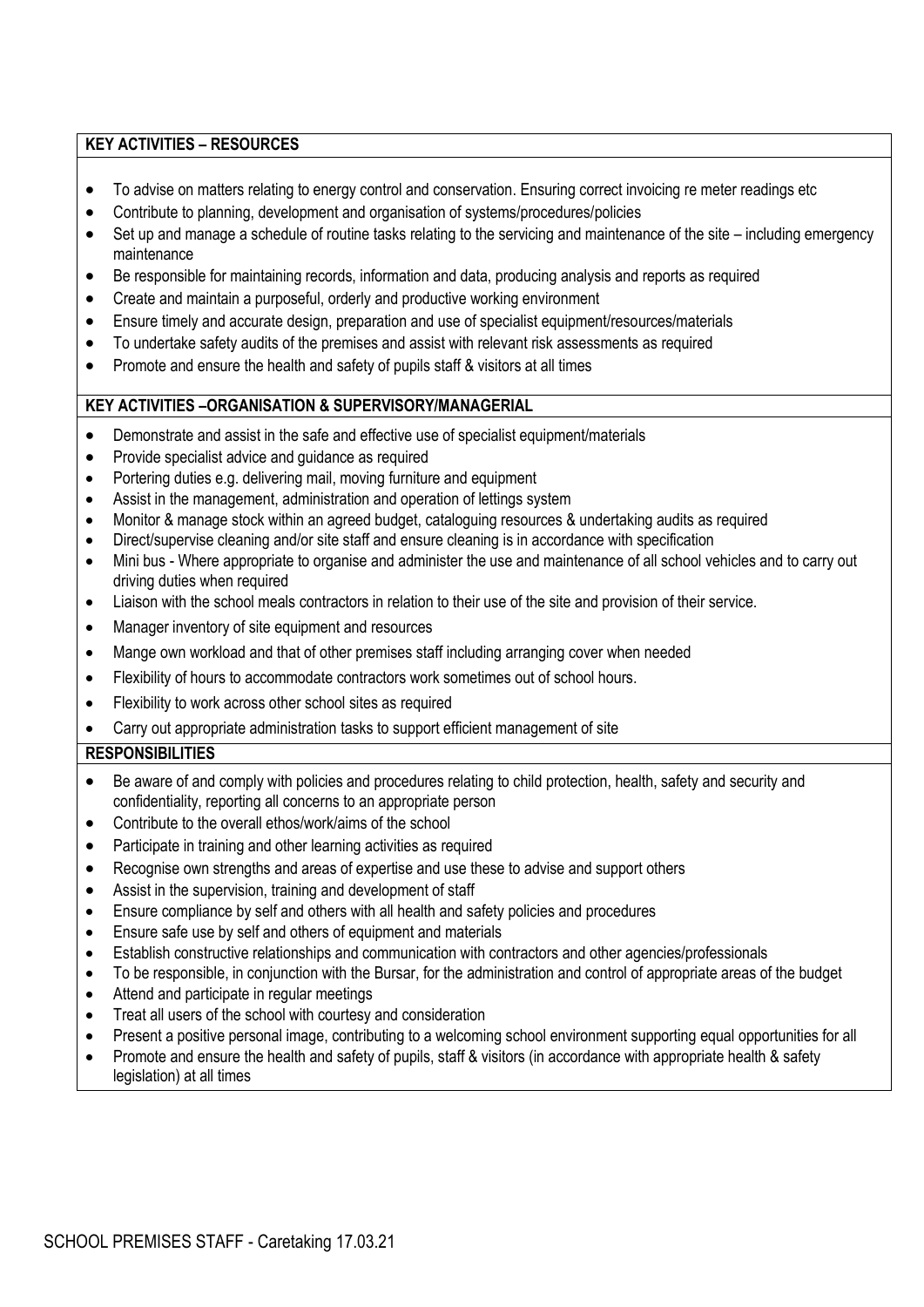**KEY ACTIVITIES – RESOURCES**

- To advise on matters relating to energy control and conservation. Ensuring correct invoicing re meter readings etc
- Contribute to planning, development and organisation of systems/procedures/policies
- Set up and manage a schedule of routine tasks relating to the servicing and maintenance of the site – including emergency maintenance
- Be responsible for maintaining records, information and data, producing analysis and reports as required
- Create and maintain a purposeful, orderly and productive working environment
- Ensure timely and accurate design, preparation and use of specialist equipment/resources/materials
- To undertake safety audits of the premises and assist with relevant risk assessments as required
- Promote and ensure the health and safety of pupils staff & visitors at all times

**KEY ACTIVITIES –ORGANISATION & SUPERVISORY/MANAGERIAL**

- Demonstrate and assist in the safe and effective use of specialist equipment/materials
- Provide specialist advice and guidance as required
- Portering duties e.g. delivering mail, moving furniture and equipment
- Assist in the management, administration and operation of lettings system
- Monitor & manage stock within an agreed budget, cataloguing resources & undertaking audits as required
- Direct/supervise cleaning and/or site staff and ensure cleaning is in accordance with specification
- Mini bus - Where appropriate to organise and administer the use and maintenance of all school vehicles and to carry out driving duties when required
- Liaison with the school meals contractors in relation to their use of the site and provision of their service.
- Manager inventory of site equipment and resources
- Mange own workload and that of other premises staff including arranging cover when needed
- Flexibility of hours to accommodate contractors work sometimes out of school hours.
- Flexibility to work across other school sites as required
- Carry out appropriate administration tasks to support efficient management of site

**RESPONSIBILITIES**

- Be aware of and comply with policies and procedures relating to child protection, health, safety and security and confidentiality, reporting all concerns to an appropriate person
- Contribute to the overall ethos/work/aims of the school
- Participate in training and other learning activities as required
- Recognise own strengths and areas of expertise and use these to advise and support others
- Assist in the supervision, training and development of staff
- Ensure compliance by self and others with all health and safety policies and procedures
- Ensure safe use by self and others of equipment and materials
- Establish constructive relationships and communication with contractors and other agencies/professionals
- To be responsible, in conjunction with the Bursar, for the administration and control of appropriate areas of the budget
- Attend and participate in regular meetings
- Treat all users of the school with courtesy and consideration
- Present a positive personal image, contributing to a welcoming school environment supporting equal opportunities for all
- Promote and ensure the health and safety of pupils, staff & visitors (in accordance with appropriate health & safety legislation) at all times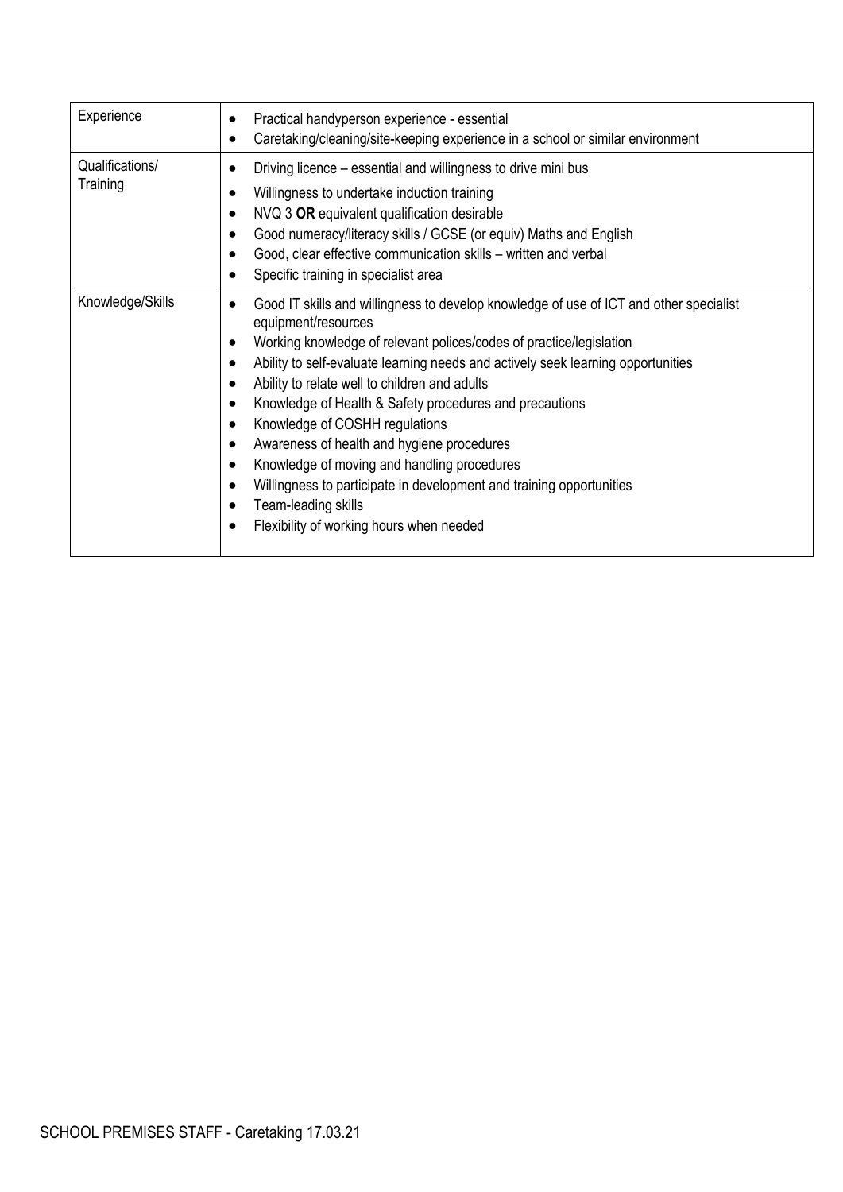| | |
|---|---|
| Experience | • Practical handyperson experience - essential<br>• Caretaking/cleaning/site-keeping experience in a school or similar environment |
| Qualifications/ Training | • Driving licence – essential and willingness to drive mini bus<br>• Willingness to undertake induction training<br>• NVQ 3 **OR** equivalent qualification desirable<br>• Good numeracy/literacy skills / GCSE (or equiv) Maths and English<br>• Good, clear effective communication skills – written and verbal<br>• Specific training in specialist area |
| Knowledge/Skills | • Good IT skills and willingness to develop knowledge of use of ICT and other specialist equipment/resources<br>• Working knowledge of relevant polices/codes of practice/legislation<br>• Ability to self-evaluate learning needs and actively seek learning opportunities<br>• Ability to relate well to children and adults<br>• Knowledge of Health & Safety procedures and precautions<br>• Knowledge of COSHH regulations<br>• Awareness of health and hygiene procedures<br>• Knowledge of moving and handling procedures<br>• Willingness to participate in development and training opportunities<br>• Team-leading skills<br>• Flexibility of working hours when needed |

SCHOOL PREMISES STAFF - Caretaking 17.03.21